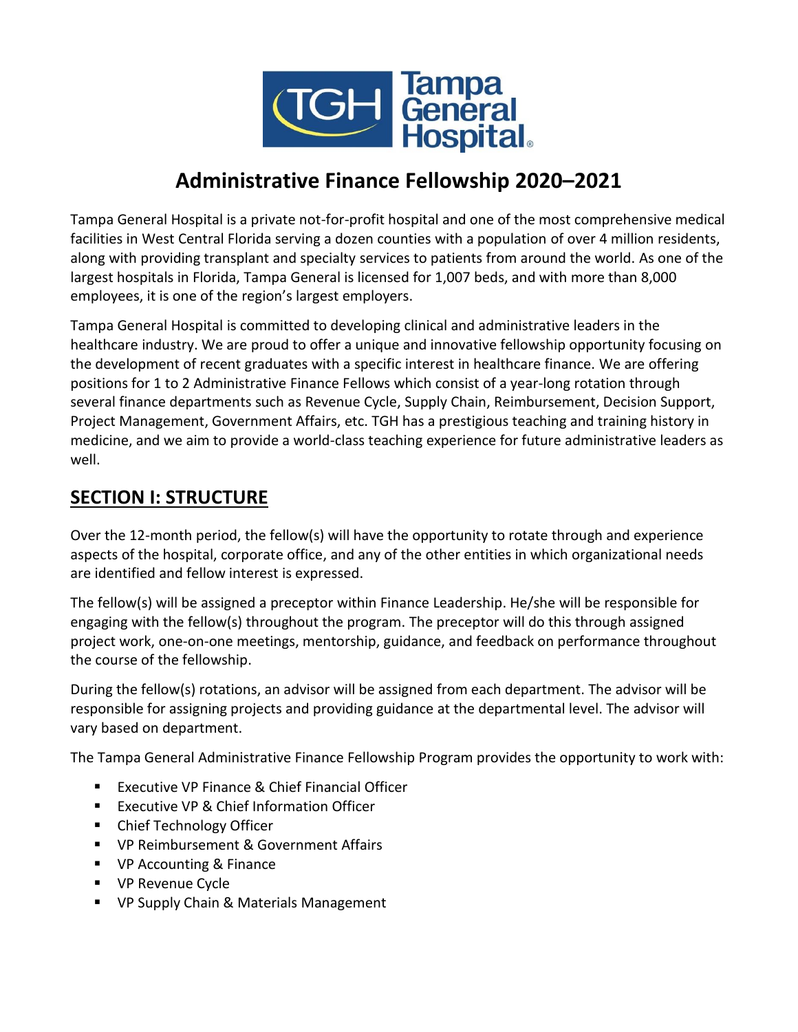# Administrative Finance Fellowship 2020–2021

Tampa General Hospital is a private not-for-profit hospital and one of the most comprehensive medical facilities in West Central Florida serving a dozen counties with a population of over 4 million residents, along with providing transplant and specialty services to patients from around the world. As one of the largest hospitals in Florida, Tampa General is licensed for 1,007 beds, and with more than 8,000 employees, it is one of the region's largest employers.

Tampa General Hospital is committed to developing clinical and administrative leaders in the healthcare industry. We are proud to offer a unique and innovative fellowship opportunity focusing on the development of recent graduates with a specific interest in healthcare finance. We are offering positions for 1 to 2 Administrative Finance Fellows which consist of a year-long rotation through several finance departments such as Revenue Cycle, Supply Chain, Reimbursement, Decision Support, Project Management, Government Affairs, etc. TGH has a prestigious teaching and training history in medicine, and we aim to provide a world-class teaching experience for future administrative leaders as well.

## SECTION I: STRUCTURE

Over the 12-month period, the fellow(s) will have the opportunity to rotate through and experience aspects of the hospital, corporate office, and any of the other entities in which organizational needs are identified and fellow interest is expressed.

The fellow(s) will be assigned a preceptor within Finance Leadership. He/she will be responsible for engaging with the fellow(s) throughout the program. The preceptor will do this through assigned project work, one-on-one meetings, mentorship, guidance, and feedback on performance throughout the course of the fellowship.

During the fellow(s) rotations, an advisor will be assigned from each department. The advisor will be responsible for assigning projects and providing guidance at the departmental level. The advisor will vary based on department.

The Tampa General Administrative Finance Fellowship Program provides the opportunity to work with:

- Executive VP Finance & Chief Financial Officer
- Executive VP & Chief Information Officer
- Chief Technology Officer
- VP Reimbursement & Government Affairs
- VP Accounting & Finance
- VP Revenue Cycle
- VP Supply Chain & Materials Management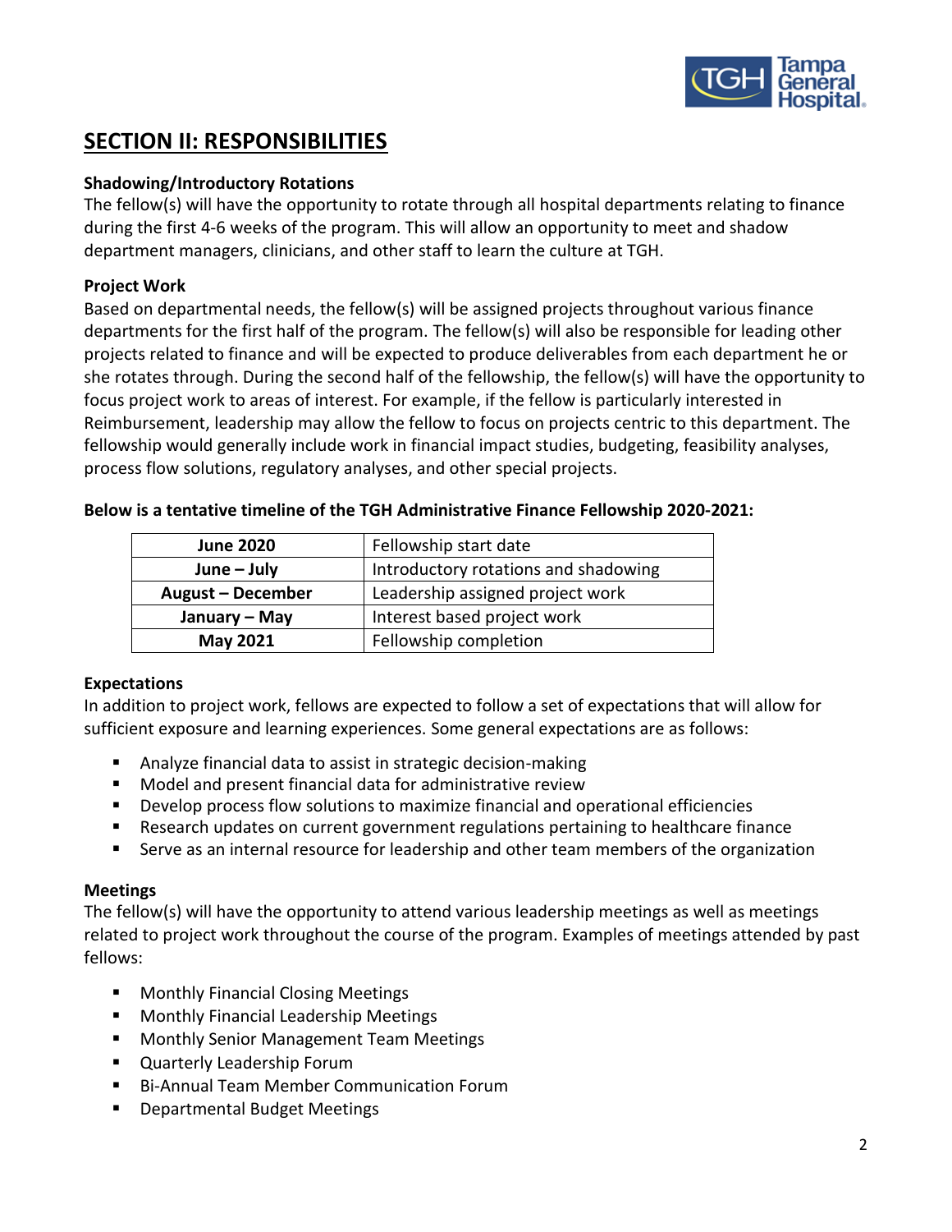## SECTION II: RESPONSIBILITIES

**Shadowing/Introductory Rotations**

The fellow(s) will have the opportunity to rotate through all hospital departments relating to finance during the first 4-6 weeks of the program. This will allow an opportunity to meet and shadow department managers, clinicians, and other staff to learn the culture at TGH.

**Project Work**

Based on departmental needs, the fellow(s) will be assigned projects throughout various finance departments for the first half of the program. The fellow(s) will also be responsible for leading other projects related to finance and will be expected to produce deliverables from each department he or she rotates through. During the second half of the fellowship, the fellow(s) will have the opportunity to focus project work to areas of interest. For example, if the fellow is particularly interested in Reimbursement, leadership may allow the fellow to focus on projects centric to this department. The fellowship would generally include work in financial impact studies, budgeting, feasibility analyses, process flow solutions, regulatory analyses, and other special projects.

**Below is a tentative timeline of the TGH Administrative Finance Fellowship 2020-2021:**

| | |
|---|---|
| **June 2020** | Fellowship start date |
| **June – July** | Introductory rotations and shadowing |
| **August – December** | Leadership assigned project work |
| **January – May** | Interest based project work |
| **May 2021** | Fellowship completion |

**Expectations**

In addition to project work, fellows are expected to follow a set of expectations that will allow for sufficient exposure and learning experiences. Some general expectations are as follows:

- Analyze financial data to assist in strategic decision-making
- Model and present financial data for administrative review
- Develop process flow solutions to maximize financial and operational efficiencies
- Research updates on current government regulations pertaining to healthcare finance
- Serve as an internal resource for leadership and other team members of the organization

**Meetings**

The fellow(s) will have the opportunity to attend various leadership meetings as well as meetings related to project work throughout the course of the program. Examples of meetings attended by past fellows:

- Monthly Financial Closing Meetings
- Monthly Financial Leadership Meetings
- Monthly Senior Management Team Meetings
- Quarterly Leadership Forum
- Bi-Annual Team Member Communication Forum
- Departmental Budget Meetings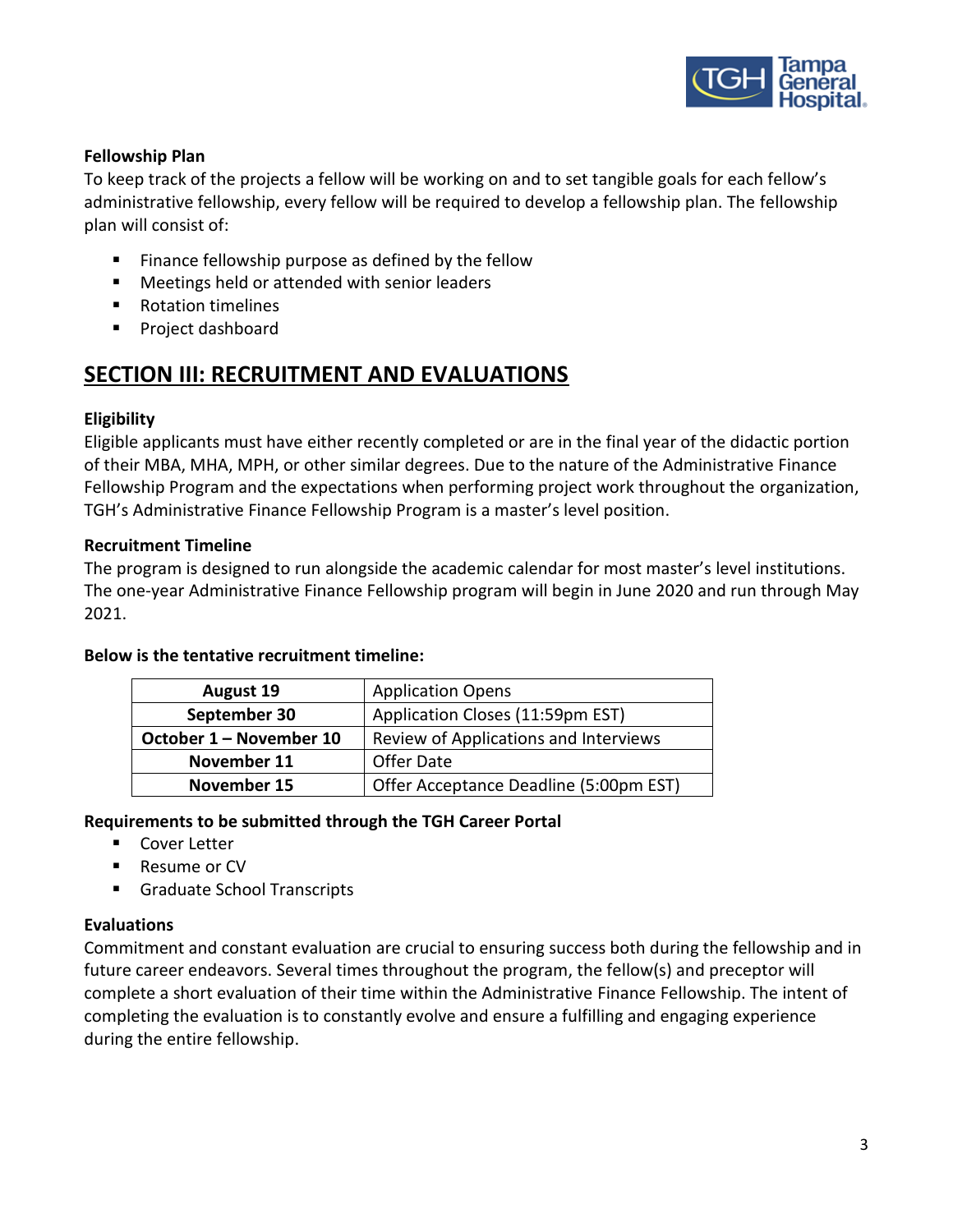**Fellowship Plan**

To keep track of the projects a fellow will be working on and to set tangible goals for each fellow's administrative fellowship, every fellow will be required to develop a fellowship plan. The fellowship plan will consist of:

- Finance fellowship purpose as defined by the fellow
- Meetings held or attended with senior leaders
- Rotation timelines
- Project dashboard

## SECTION III: RECRUITMENT AND EVALUATIONS

**Eligibility**

Eligible applicants must have either recently completed or are in the final year of the didactic portion of their MBA, MHA, MPH, or other similar degrees. Due to the nature of the Administrative Finance Fellowship Program and the expectations when performing project work throughout the organization, TGH's Administrative Finance Fellowship Program is a master's level position.

**Recruitment Timeline**

The program is designed to run alongside the academic calendar for most master's level institutions. The one-year Administrative Finance Fellowship program will begin in June 2020 and run through May 2021.

**Below is the tentative recruitment timeline:**

| Date | Event |
|---|---|
| **August 19** | Application Opens |
| **September 30** | Application Closes (11:59pm EST) |
| **October 1 – November 10** | Review of Applications and Interviews |
| **November 11** | Offer Date |
| **November 15** | Offer Acceptance Deadline (5:00pm EST) |

**Requirements to be submitted through the TGH Career Portal**

- Cover Letter
- Resume or CV
- Graduate School Transcripts

**Evaluations**

Commitment and constant evaluation are crucial to ensuring success both during the fellowship and in future career endeavors. Several times throughout the program, the fellow(s) and preceptor will complete a short evaluation of their time within the Administrative Finance Fellowship. The intent of completing the evaluation is to constantly evolve and ensure a fulfilling and engaging experience during the entire fellowship.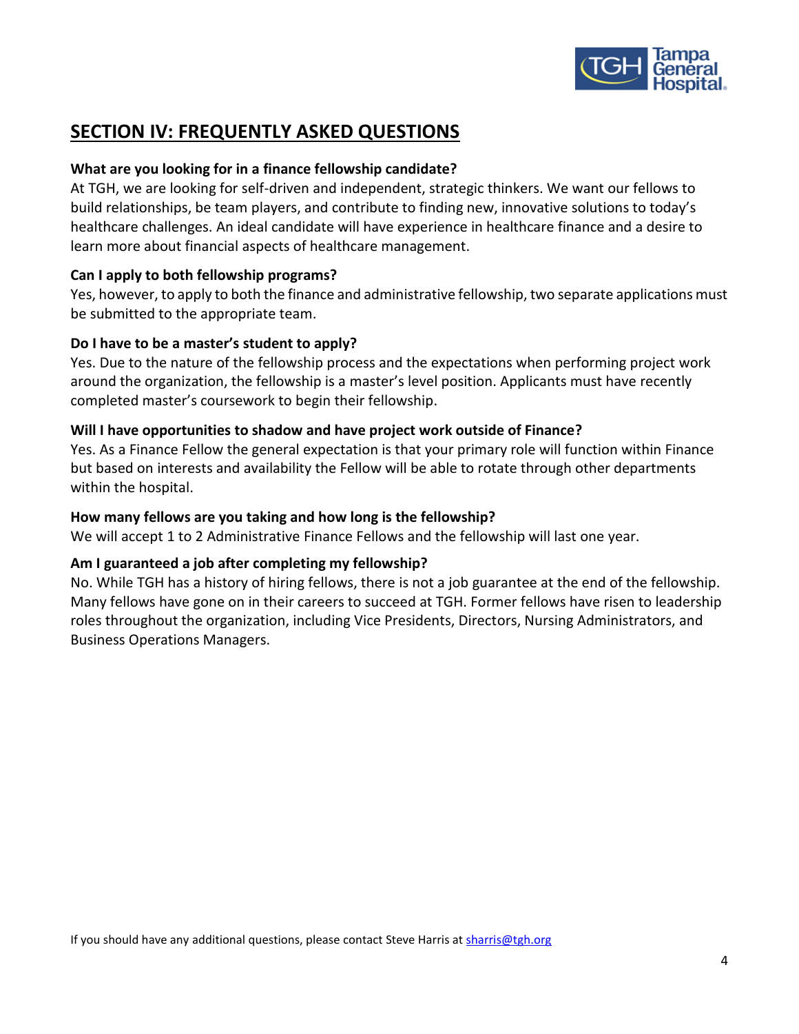## SECTION IV: FREQUENTLY ASKED QUESTIONS

**What are you looking for in a finance fellowship candidate?**

At TGH, we are looking for self-driven and independent, strategic thinkers. We want our fellows to build relationships, be team players, and contribute to finding new, innovative solutions to today's healthcare challenges. An ideal candidate will have experience in healthcare finance and a desire to learn more about financial aspects of healthcare management.

**Can I apply to both fellowship programs?**

Yes, however, to apply to both the finance and administrative fellowship, two separate applications must be submitted to the appropriate team.

**Do I have to be a master's student to apply?**

Yes. Due to the nature of the fellowship process and the expectations when performing project work around the organization, the fellowship is a master's level position. Applicants must have recently completed master's coursework to begin their fellowship.

**Will I have opportunities to shadow and have project work outside of Finance?**

Yes. As a Finance Fellow the general expectation is that your primary role will function within Finance but based on interests and availability the Fellow will be able to rotate through other departments within the hospital.

**How many fellows are you taking and how long is the fellowship?**

We will accept 1 to 2 Administrative Finance Fellows and the fellowship will last one year.

**Am I guaranteed a job after completing my fellowship?**

No. While TGH has a history of hiring fellows, there is not a job guarantee at the end of the fellowship. Many fellows have gone on in their careers to succeed at TGH. Former fellows have risen to leadership roles throughout the organization, including Vice Presidents, Directors, Nursing Administrators, and Business Operations Managers.

If you should have any additional questions, please contact Steve Harris at sharris@tgh.org